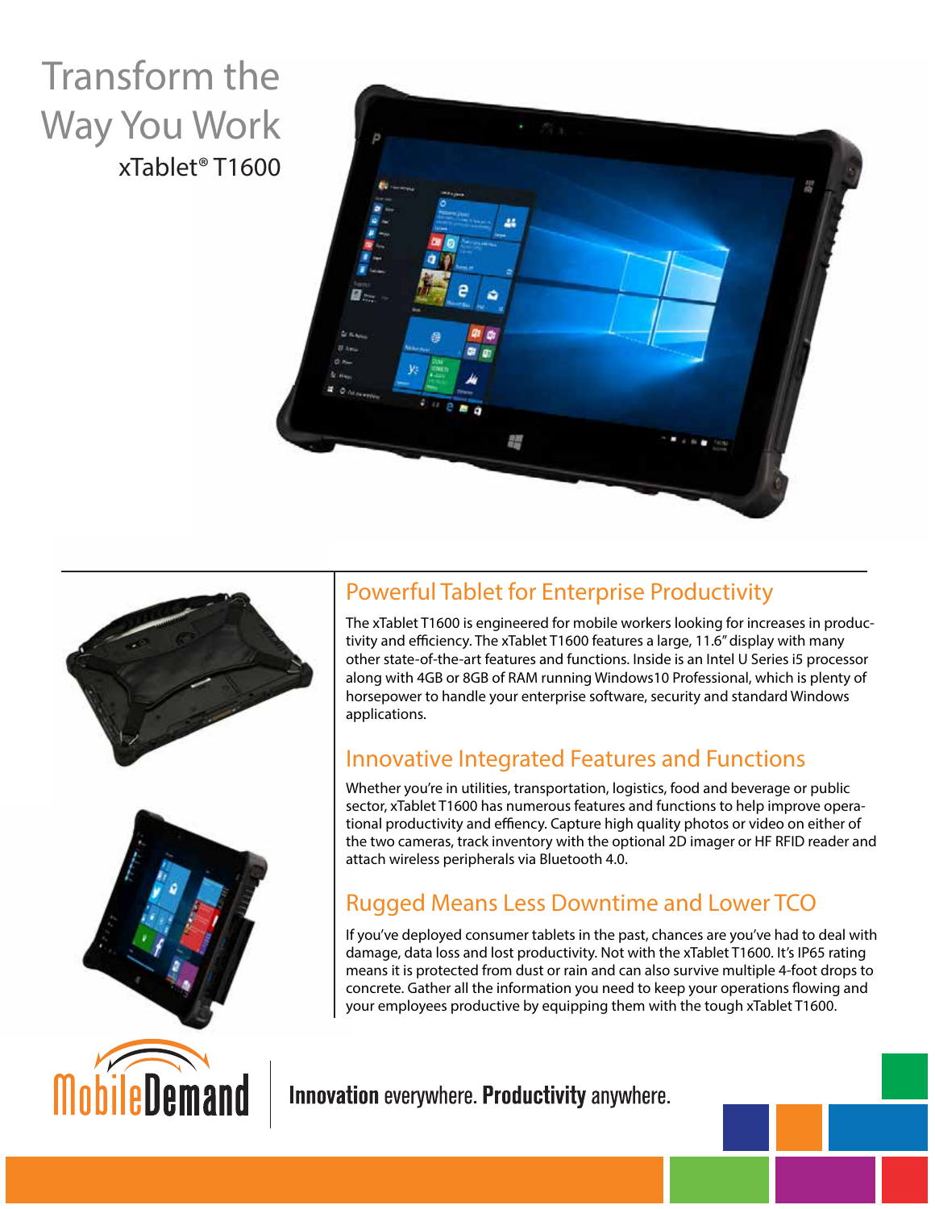# Transform the Way You Work

xTablet® T1600

## Powerful Tablet for Enterprise Productivity

The xTablet T1600 is engineered for mobile workers looking for increases in productivity and efficiency. The xTablet T1600 features a large, 11.6" display with many other state-of-the-art features and functions. Inside is an Intel U Series i5 processor along with 4GB or 8GB of RAM running Windows10 Professional, which is plenty of horsepower to handle your enterprise software, security and standard Windows applications.

## Innovative Integrated Features and Functions

Whether you're in utilities, transportation, logistics, food and beverage or public sector, xTablet T1600 has numerous features and functions to help improve operational productivity and effiency. Capture high quality photos or video on either of the two cameras, track inventory with the optional 2D imager or HF RFID reader and attach wireless peripherals via Bluetooth 4.0.

## Rugged Means Less Downtime and Lower TCO

If you've deployed consumer tablets in the past, chances are you've had to deal with damage, data loss and lost productivity. Not with the xTablet T1600. It's IP65 rating means it is protected from dust or rain and can also survive multiple 4-foot drops to concrete. Gather all the information you need to keep your operations flowing and your employees productive by equipping them with the tough xTablet T1600.

MobileDemand | **Innovation** everywhere. **Productivity** anywhere.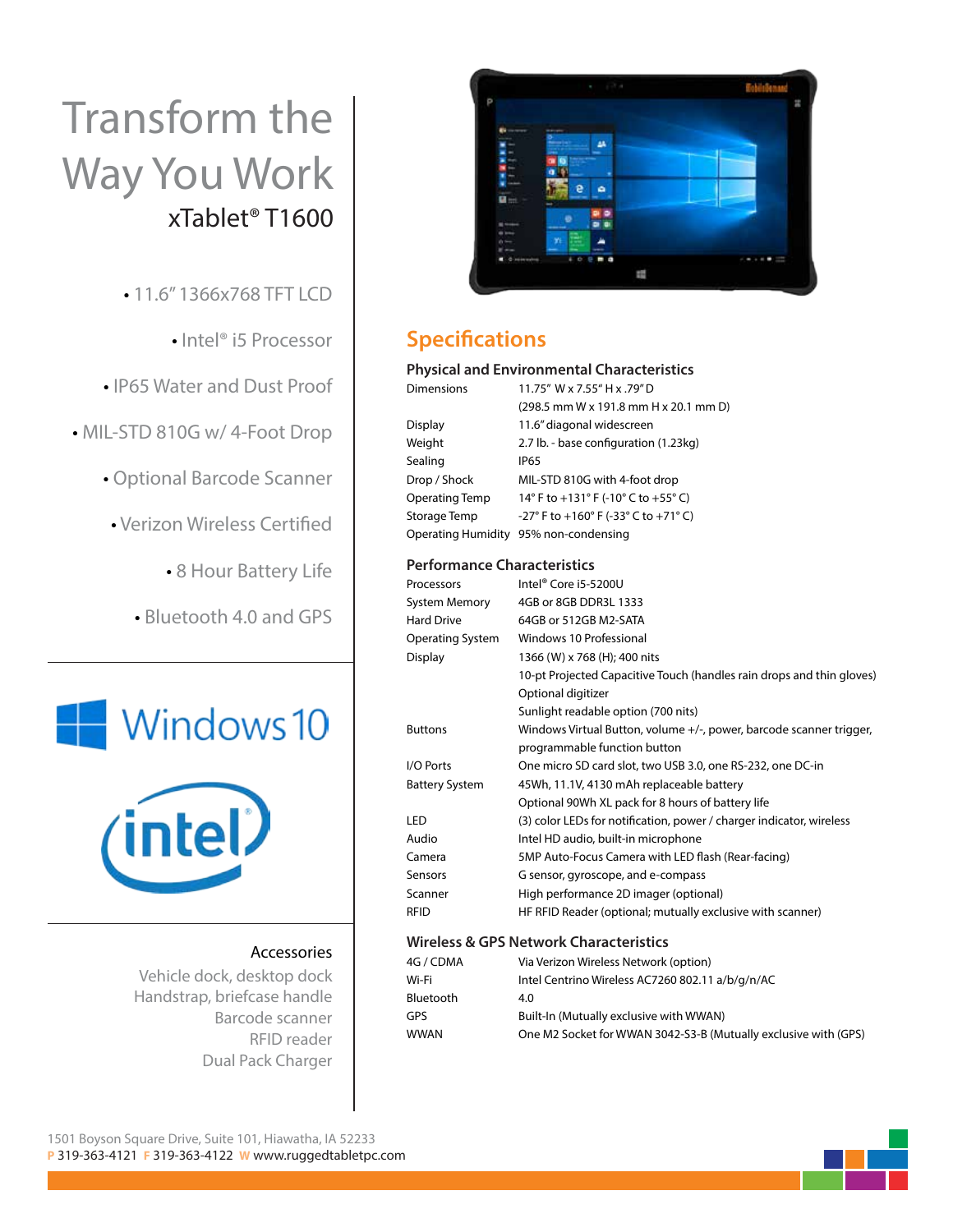# Transform the Way You Work

## xTablet® T1600

- 11.6" 1366x768 TFT LCD
- Intel® i5 Processor
- IP65 Water and Dust Proof
- MIL-STD 810G w/ 4-Foot Drop
- Optional Barcode Scanner
- Verizon Wireless Certified
- 8 Hour Battery Life
- Bluetooth 4.0 and GPS

Windows 10

intel

### Accessories

Vehicle dock, desktop dock
Handstrap, briefcase handle
Barcode scanner
RFID reader
Dual Pack Charger

## Specifications

### Physical and Environmental Characteristics

| | |
|---|---|
| Dimensions | 11.75" W x 7.55" H x .79" D<br>(298.5 mm W x 191.8 mm H x 20.1 mm D) |
| Display | 11.6" diagonal widescreen |
| Weight | 2.7 lb. - base configuration (1.23kg) |
| Sealing | IP65 |
| Drop / Shock | MIL-STD 810G with 4-foot drop |
| Operating Temp | 14° F to +131° F (-10° C to +55° C) |
| Storage Temp | -27° F to +160° F (-33° C to +71° C) |
| Operating Humidity | 95% non-condensing |

### Performance Characteristics

| | |
|---|---|
| Processors | Intel® Core i5-5200U |
| System Memory | 4GB or 8GB DDR3L 1333 |
| Hard Drive | 64GB or 512GB M2-SATA |
| Operating System | Windows 10 Professional |
| Display | 1366 (W) x 768 (H); 400 nits<br>10-pt Projected Capacitive Touch (handles rain drops and thin gloves)<br>Optional digitizer<br>Sunlight readable option (700 nits) |
| Buttons | Windows Virtual Button, volume +/-, power, barcode scanner trigger, programmable function button |
| I/O Ports | One micro SD card slot, two USB 3.0, one RS-232, one DC-in |
| Battery System | 45Wh, 11.1V, 4130 mAh replaceable battery<br>Optional 90Wh XL pack for 8 hours of battery life |
| LED | (3) color LEDs for notification, power / charger indicator, wireless |
| Audio | Intel HD audio, built-in microphone |
| Camera | 5MP Auto-Focus Camera with LED flash (Rear-facing) |
| Sensors | G sensor, gyroscope, and e-compass |
| Scanner | High performance 2D imager (optional) |
| RFID | HF RFID Reader (optional; mutually exclusive with scanner) |

### Wireless & GPS Network Characteristics

| | |
|---|---|
| 4G / CDMA | Via Verizon Wireless Network (option) |
| Wi-Fi | Intel Centrino Wireless AC7260 802.11 a/b/g/n/AC |
| Bluetooth | 4.0 |
| GPS | Built-In (Mutually exclusive with WWAN) |
| WWAN | One M2 Socket for WWAN 3042-S3-B (Mutually exclusive with (GPS) |

1501 Boyson Square Drive, Suite 101, Hiawatha, IA 52233
P 319-363-4121 F 319-363-4122 W www.ruggedtabletpc.com